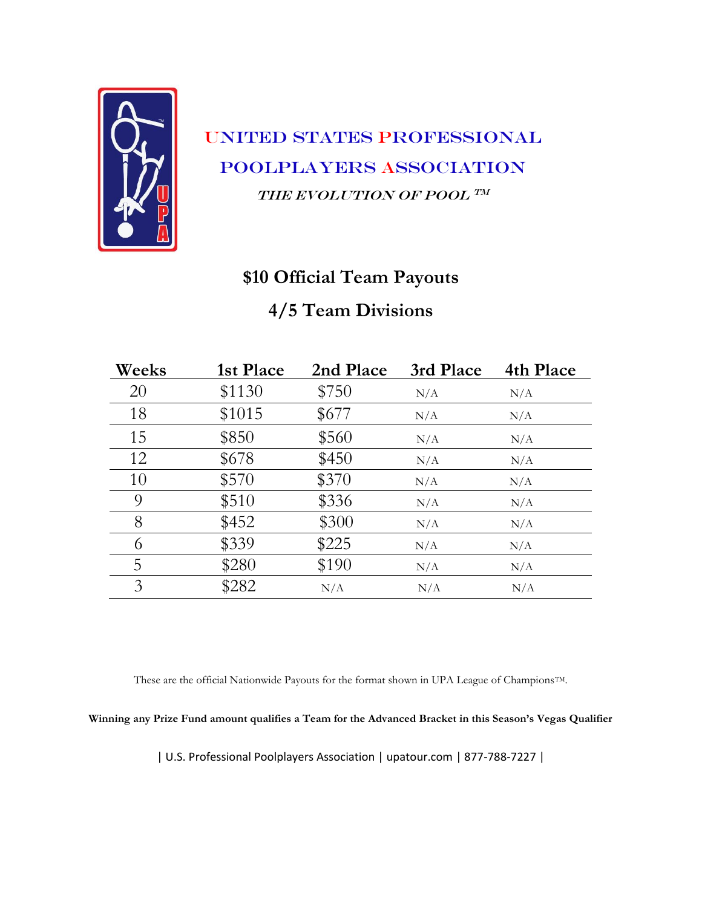# UNITED STATES PROFESSIONAL POOLPLAYERS ASSOCIATION

*THE EVOLUTION OF POOL ™*

## $10 Official Team Payouts

## 4/5 Team Divisions

| Weeks | 1st Place | 2nd Place | 3rd Place | 4th Place |
|---|---|---|---|---|
| 20 | $1130 | $750 | N/A | N/A |
| 18 | $1015 | $677 | N/A | N/A |
| 15 | $850 | $560 | N/A | N/A |
| 12 | $678 | $450 | N/A | N/A |
| 10 | $570 | $370 | N/A | N/A |
| 9 | $510 | $336 | N/A | N/A |
| 8 | $452 | $300 | N/A | N/A |
| 6 | $339 | $225 | N/A | N/A |
| 5 | $280 | $190 | N/A | N/A |
| 3 | $282 | N/A | N/A | N/A |

These are the official Nationwide Payouts for the format shown in UPA League of Champions™.

**Winning any Prize Fund amount qualifies a Team for the Advanced Bracket in this Season's Vegas Qualifier**

| U.S. Professional Poolplayers Association | upatour.com | 877-788-7227 |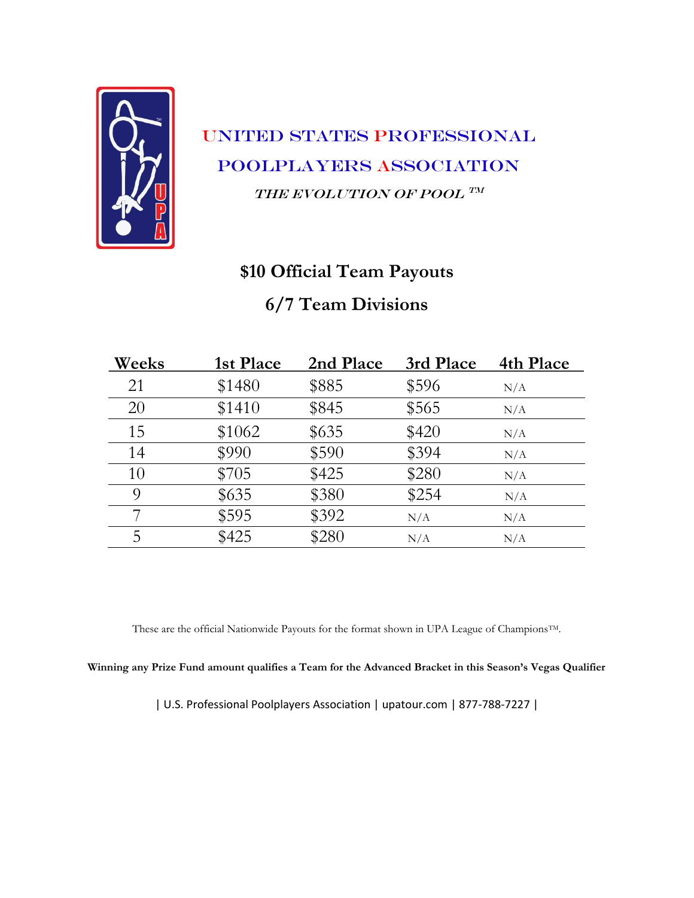# United States Professional Poolplayers Association

*THE EVOLUTION OF POOL ™*

## $10 Official Team Payouts

## 6/7 Team Divisions

| Weeks | 1st Place | 2nd Place | 3rd Place | 4th Place |
|---|---|---|---|---|
| 21 | $1480 | $885 | $596 | N/A |
| 20 | $1410 | $845 | $565 | N/A |
| 15 | $1062 | $635 | $420 | N/A |
| 14 | $990 | $590 | $394 | N/A |
| 10 | $705 | $425 | $280 | N/A |
| 9 | $635 | $380 | $254 | N/A |
| 7 | $595 | $392 | N/A | N/A |
| 5 | $425 | $280 | N/A | N/A |

These are the official Nationwide Payouts for the format shown in UPA League of Champions™.

**Winning any Prize Fund amount qualifies a Team for the Advanced Bracket in this Season's Vegas Qualifier**

| U.S. Professional Poolplayers Association | upatour.com | 877-788-7227 |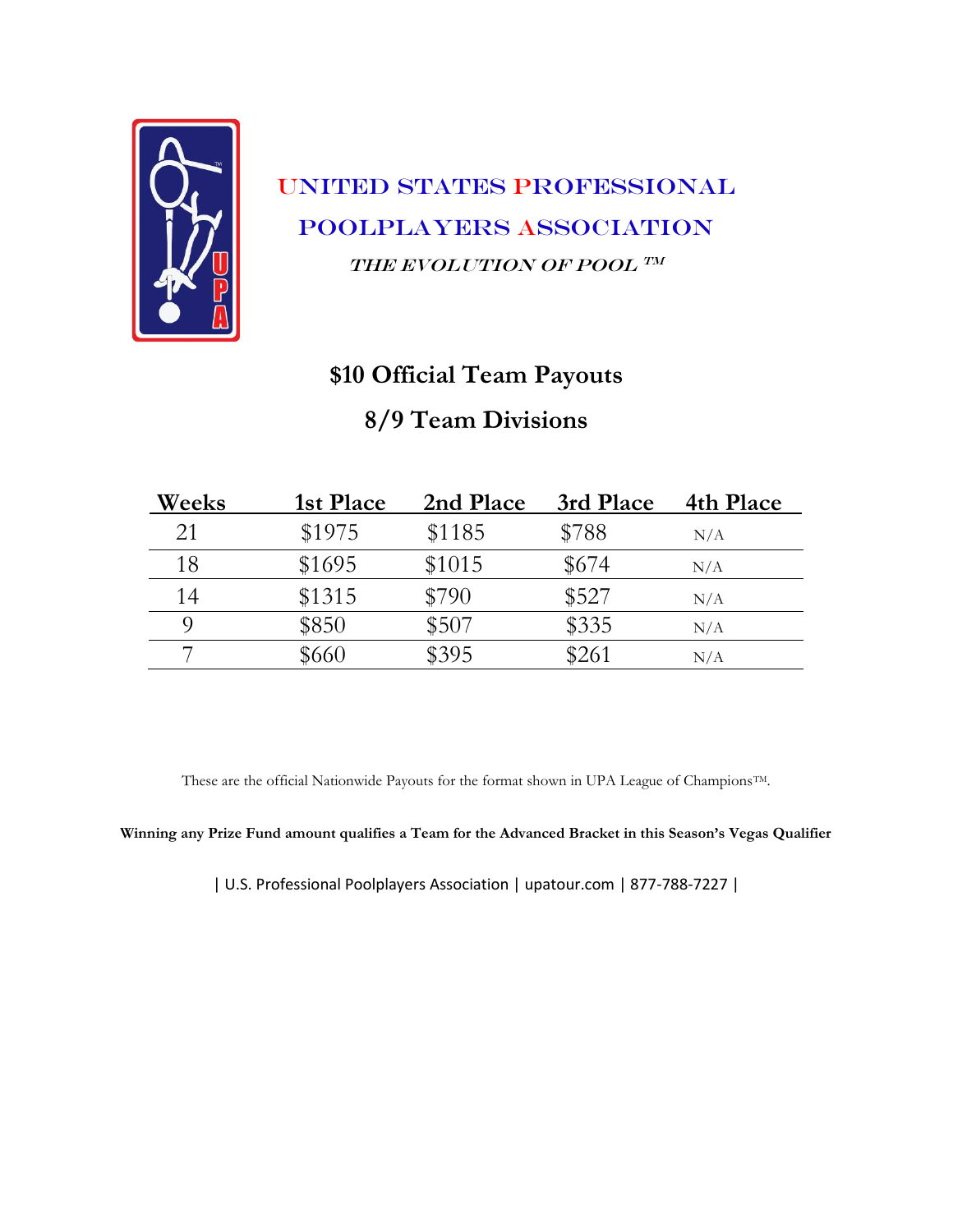# United States Professional Poolplayers Association

*THE EVOLUTION OF POOL ™*

## $10 Official Team Payouts

## 8/9 Team Divisions

| Weeks | 1st Place | 2nd Place | 3rd Place | 4th Place |
|---|---|---|---|---|
| 21 | $1975 | $1185 | $788 | N/A |
| 18 | $1695 | $1015 | $674 | N/A |
| 14 | $1315 | $790 | $527 | N/A |
| 9 | $850 | $507 | $335 | N/A |
| 7 | $660 | $395 | $261 | N/A |

These are the official Nationwide Payouts for the format shown in UPA League of Champions™.

**Winning any Prize Fund amount qualifies a Team for the Advanced Bracket in this Season's Vegas Qualifier**

| U.S. Professional Poolplayers Association | upatour.com | 877-788-7227 |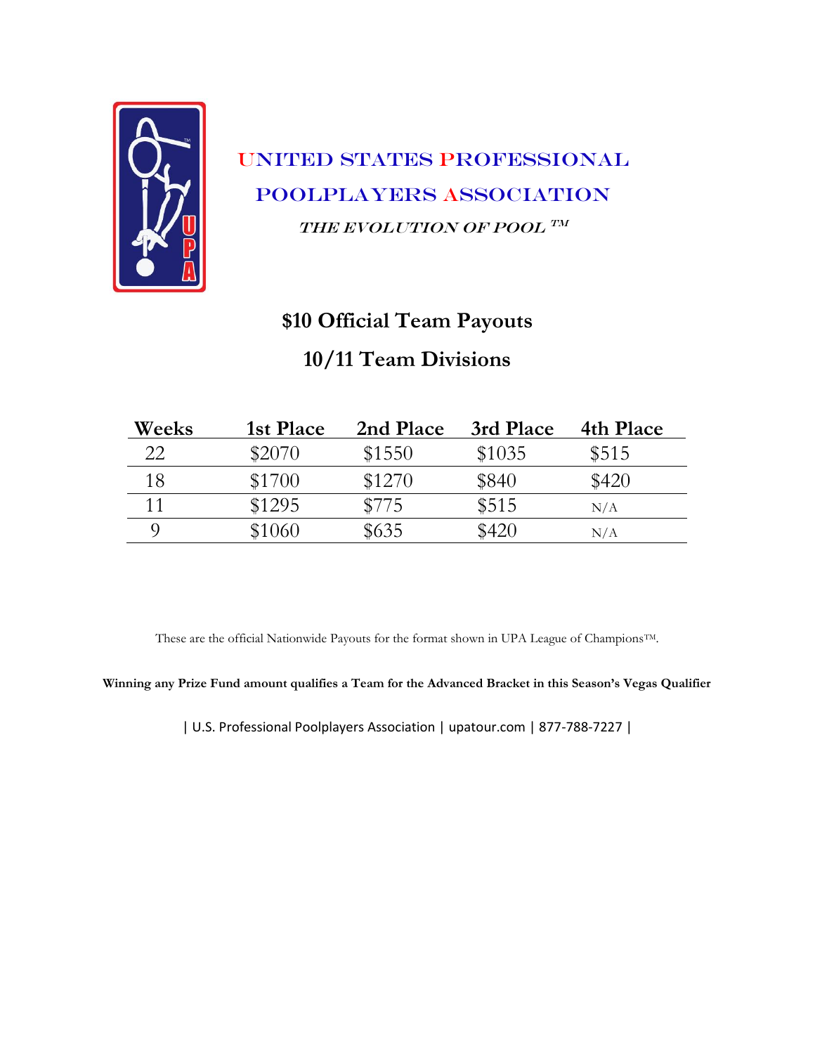United States Professional

Poolplayers Association

*THE EVOLUTION OF POOL ™*

## $10 Official Team Payouts

## 10/11 Team Divisions

| Weeks | 1st Place | 2nd Place | 3rd Place | 4th Place |
|---|---|---|---|---|
| 22 | $2070 | $1550 | $1035 | $515 |
| 18 | $1700 | $1270 | $840 | $420 |
| 11 | $1295 | $775 | $515 | N/A |
| 9 | $1060 | $635 | $420 | N/A |

These are the official Nationwide Payouts for the format shown in UPA League of Champions™.

**Winning any Prize Fund amount qualifies a Team for the Advanced Bracket in this Season's Vegas Qualifier**

| U.S. Professional Poolplayers Association | upatour.com | 877-788-7227 |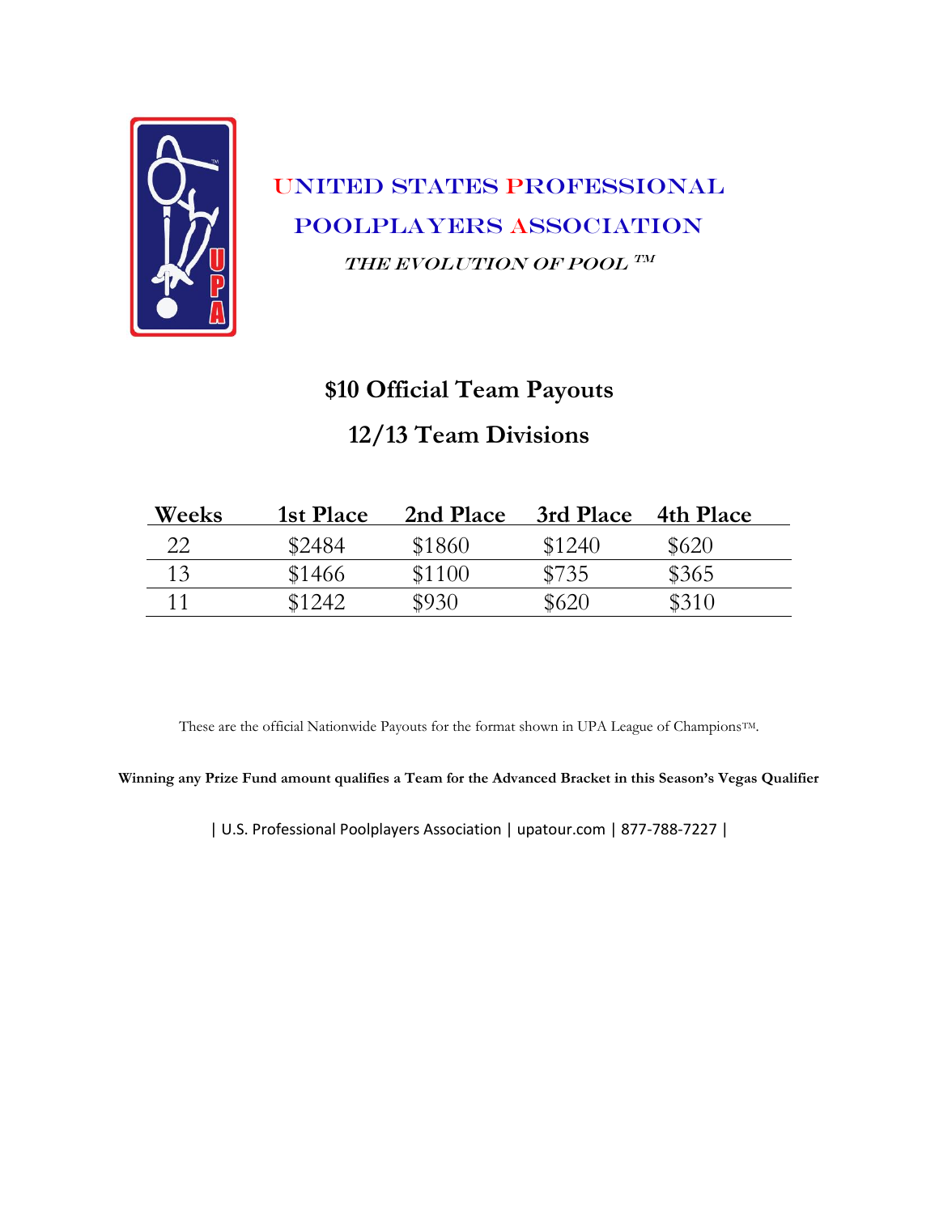# UNITED STATES PROFESSIONAL POOLPLAYERS ASSOCIATION

*THE EVOLUTION OF POOL ™*

## $10 Official Team Payouts

## 12/13 Team Divisions

| Weeks | 1st Place | 2nd Place | 3rd Place | 4th Place |
|---|---|---|---|---|
| 22 | $2484 | $1860 | $1240 | $620 |
| 13 | $1466 | $1100 | $735 | $365 |
| 11 | $1242 | $930 | $620 | $310 |

These are the official Nationwide Payouts for the format shown in UPA League of Champions™.

**Winning any Prize Fund amount qualifies a Team for the Advanced Bracket in this Season's Vegas Qualifier**

| U.S. Professional Poolplayers Association | upatour.com | 877-788-7227 |